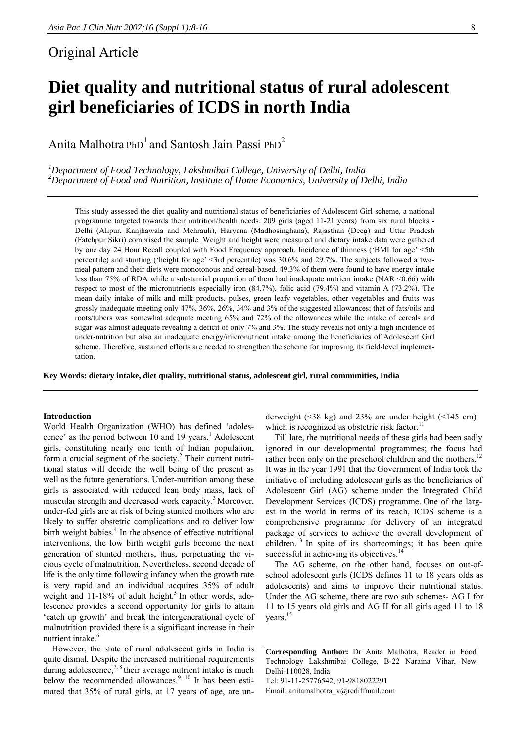Original Article

# Diet quality and nutritional status of rural adolescent girl beneficiaries of ICDS in north India

Anita Malhotra PhD[1] and Santosh Jain Passi PhD[2]

[1]*Department of Food Technology, Lakshmibai College, University of Delhi, India*
[2]*Department of Food and Nutrition, Institute of Home Economics, University of Delhi, India*

This study assessed the diet quality and nutritional status of beneficiaries of Adolescent Girl scheme, a national programme targeted towards their nutrition/health needs. 209 girls (aged 11-21 years) from six rural blocks - Delhi (Alipur, Kanjhawala and Mehrauli), Haryana (Madhosinghana), Rajasthan (Deeg) and Uttar Pradesh (Fatehpur Sikri) comprised the sample. Weight and height were measured and dietary intake data were gathered by one day 24 Hour Recall coupled with Food Frequency approach. Incidence of thinness ('BMI for age' <5th percentile) and stunting ('height for age' <3rd percentile) was 30.6% and 29.7%. The subjects followed a two-meal pattern and their diets were monotonous and cereal-based. 49.3% of them were found to have energy intake less than 75% of RDA while a substantial proportion of them had inadequate nutrient intake (NAR <0.66) with respect to most of the micronutrients especially iron (84.7%), folic acid (79.4%) and vitamin A (73.2%). The mean daily intake of milk and milk products, pulses, green leafy vegetables, other vegetables and fruits was grossly inadequate meeting only 47%, 36%, 26%, 34% and 3% of the suggested allowances; that of fats/oils and roots/tubers was somewhat adequate meeting 65% and 72% of the allowances while the intake of cereals and sugar was almost adequate revealing a deficit of only 7% and 3%. The study reveals not only a high incidence of under-nutrition but also an inadequate energy/micronutrient intake among the beneficiaries of Adolescent Girl scheme. Therefore, sustained efforts are needed to strengthen the scheme for improving its field-level implementation.

**Key Words: dietary intake, diet quality, nutritional status, adolescent girl, rural communities, India**

## Introduction

World Health Organization (WHO) has defined 'adolescence' as the period between 10 and 19 years.[1] Adolescent girls, constituting nearly one tenth of Indian population, form a crucial segment of the society.[2] Their current nutritional status will decide the well being of the present as well as the future generations. Under-nutrition among these girls is associated with reduced lean body mass, lack of muscular strength and decreased work capacity.[3] Moreover, under-fed girls are at risk of being stunted mothers who are likely to suffer obstetric complications and to deliver low birth weight babies.[4] In the absence of effective nutritional interventions, the low birth weight girls become the next generation of stunted mothers, thus, perpetuating the vicious cycle of malnutrition. Nevertheless, second decade of life is the only time following infancy when the growth rate is very rapid and an individual acquires 35% of adult weight and 11-18% of adult height.[5] In other words, adolescence provides a second opportunity for girls to attain 'catch up growth' and break the intergenerational cycle of malnutrition provided there is a significant increase in their nutrient intake.[6]

However, the state of rural adolescent girls in India is quite dismal. Despite the increased nutritional requirements during adolescence,[7,8] their average nutrient intake is much below the recommended allowances.[9,10] It has been estimated that 35% of rural girls, at 17 years of age, are underweight (<38 kg) and 23% are under height (<145 cm) which is recognized as obstetric risk factor.[11]

Till late, the nutritional needs of these girls had been sadly ignored in our developmental programmes; the focus had rather been only on the preschool children and the mothers.[12] It was in the year 1991 that the Government of India took the initiative of including adolescent girls as the beneficiaries of Adolescent Girl (AG) scheme under the Integrated Child Development Services (ICDS) programme. One of the largest in the world in terms of its reach, ICDS scheme is a comprehensive programme for delivery of an integrated package of services to achieve the overall development of children.[13] In spite of its shortcomings; it has been quite successful in achieving its objectives.[14]

The AG scheme, on the other hand, focuses on out-of-school adolescent girls (ICDS defines 11 to 18 years olds as adolescents) and aims to improve their nutritional status. Under the AG scheme, there are two sub schemes- AG I for 11 to 15 years old girls and AG II for all girls aged 11 to 18 years.[15]

**Corresponding Author:** Dr Anita Malhotra, Reader in Food Technology Lakshmibai College, B-22 Naraina Vihar, New Delhi-110028, India
Tel: 91-11-25776542; 91-9818022291
Email: anitamalhotra_v@rediffmail.com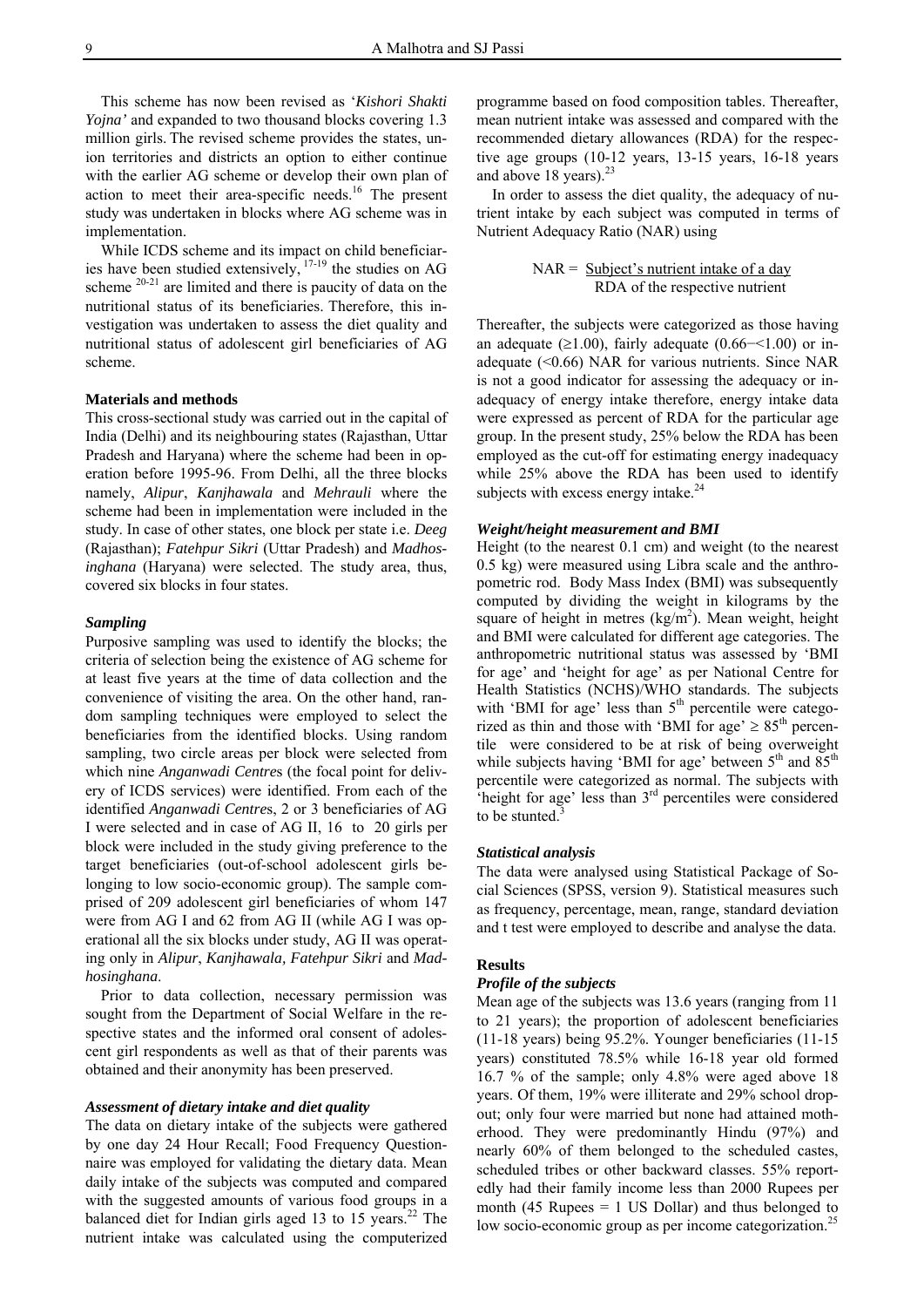This scheme has now been revised as '*Kishori Shakti Yojna'* and expanded to two thousand blocks covering 1.3 million girls. The revised scheme provides the states, union territories and districts an option to either continue with the earlier AG scheme or develop their own plan of action to meet their area-specific needs.[16] The present study was undertaken in blocks where AG scheme was in implementation.

While ICDS scheme and its impact on child beneficiaries have been studied extensively,[17-19] the studies on AG scheme[20-21] are limited and there is paucity of data on the nutritional status of its beneficiaries. Therefore, this investigation was undertaken to assess the diet quality and nutritional status of adolescent girl beneficiaries of AG scheme.

**Materials and methods**

This cross-sectional study was carried out in the capital of India (Delhi) and its neighbouring states (Rajasthan, Uttar Pradesh and Haryana) where the scheme had been in operation before 1995-96. From Delhi, all the three blocks namely, *Alipur*, *Kanjhawala* and *Mehrauli* where the scheme had been in implementation were included in the study. In case of other states, one block per state i.e. *Deeg* (Rajasthan); *Fatehpur Sikri* (Uttar Pradesh) and *Madhosinghana* (Haryana) were selected. The study area, thus, covered six blocks in four states.

***Sampling***

Purposive sampling was used to identify the blocks; the criteria of selection being the existence of AG scheme for at least five years at the time of data collection and the convenience of visiting the area. On the other hand, random sampling techniques were employed to select the beneficiaries from the identified blocks. Using random sampling, two circle areas per block were selected from which nine *Anganwadi Centres* (the focal point for delivery of ICDS services) were identified. From each of the identified *Anganwadi Centres*, 2 or 3 beneficiaries of AG I were selected and in case of AG II, 16 to 20 girls per block were included in the study giving preference to the target beneficiaries (out-of-school adolescent girls belonging to low socio-economic group). The sample comprised of 209 adolescent girl beneficiaries of whom 147 were from AG I and 62 from AG II (while AG I was operational all the six blocks under study, AG II was operating only in *Alipur*, *Kanjhawala, Fatehpur Sikri* and *Madhosinghana*.

Prior to data collection, necessary permission was sought from the Department of Social Welfare in the respective states and the informed oral consent of adolescent girl respondents as well as that of their parents was obtained and their anonymity has been preserved.

***Assessment of dietary intake and diet quality***

The data on dietary intake of the subjects were gathered by one day 24 Hour Recall; Food Frequency Questionnaire was employed for validating the dietary data. Mean daily intake of the subjects was computed and compared with the suggested amounts of various food groups in a balanced diet for Indian girls aged 13 to 15 years.[22] The nutrient intake was calculated using the computerized programme based on food composition tables. Thereafter, mean nutrient intake was assessed and compared with the recommended dietary allowances (RDA) for the respective age groups (10-12 years, 13-15 years, 16-18 years and above 18 years).[23]

In order to assess the diet quality, the adequacy of nutrient intake by each subject was computed in terms of Nutrient Adequacy Ratio (NAR) using

$$\text{NAR} = \frac{\text{Subject's nutrient intake of a day}}{\text{RDA of the respective nutrient}}$$

Thereafter, the subjects were categorized as those having an adequate ($\geq$1.00), fairly adequate (0.66−<1.00) or inadequate (<0.66) NAR for various nutrients. Since NAR is not a good indicator for assessing the adequacy or inadequacy of energy intake therefore, energy intake data were expressed as percent of RDA for the particular age group. In the present study, 25% below the RDA has been employed as the cut-off for estimating energy inadequacy while 25% above the RDA has been used to identify subjects with excess energy intake.[24]

***Weight/height measurement and BMI***

Height (to the nearest 0.1 cm) and weight (to the nearest 0.5 kg) were measured using Libra scale and the anthropometric rod. Body Mass Index (BMI) was subsequently computed by dividing the weight in kilograms by the square of height in metres ($kg/m^2$). Mean weight, height and BMI were calculated for different age categories. The anthropometric nutritional status was assessed by 'BMI for age' and 'height for age' as per National Centre for Health Statistics (NCHS)/WHO standards. The subjects with 'BMI for age' less than $5^{th}$ percentile were categorized as thin and those with 'BMI for age' $\geq 85^{th}$ percentile were considered to be at risk of being overweight while subjects having 'BMI for age' between $5^{th}$ and $85^{th}$ percentile were categorized as normal. The subjects with 'height for age' less than $3^{rd}$ percentiles were considered to be stunted.[3]

***Statistical analysis***

The data were analysed using Statistical Package of Social Sciences (SPSS, version 9). Statistical measures such as frequency, percentage, mean, range, standard deviation and t test were employed to describe and analyse the data.

**Results**

***Profile of the subjects***

Mean age of the subjects was 13.6 years (ranging from 11 to 21 years); the proportion of adolescent beneficiaries (11-18 years) being 95.2%. Younger beneficiaries (11-15 years) constituted 78.5% while 16-18 year old formed 16.7 % of the sample; only 4.8% were aged above 18 years. Of them, 19% were illiterate and 29% school dropout; only four were married but none had attained motherhood. They were predominantly Hindu (97%) and nearly 60% of them belonged to the scheduled castes, scheduled tribes or other backward classes. 55% reportedly had their family income less than 2000 Rupees per month (45 Rupees = 1 US Dollar) and thus belonged to low socio-economic group as per income categorization.[25]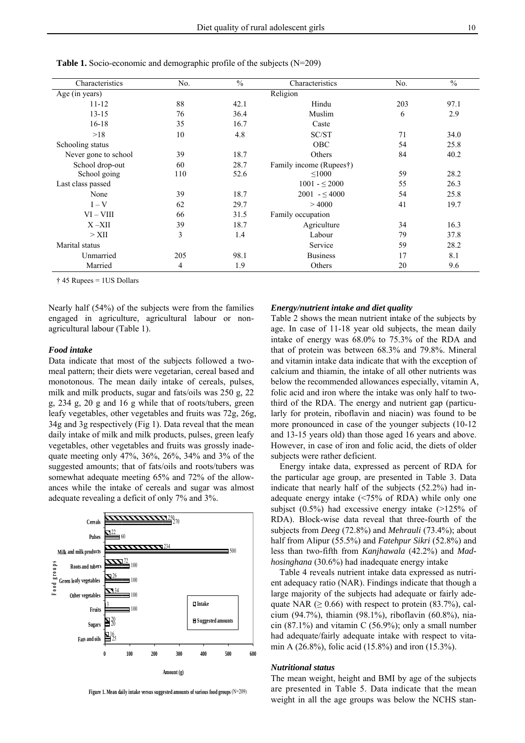**Table 1.** Socio-economic and demographic profile of the subjects (N=209)

| Characteristics | No. | % | Characteristics | No. | % |
|---|---|---|---|---|---|
| Age (in years) | | | Religion | | |
| 11-12 | 88 | 42.1 | Hindu | 203 | 97.1 |
| 13-15 | 76 | 36.4 | Muslim | 6 | 2.9 |
| 16-18 | 35 | 16.7 | Caste | | |
| >18 | 10 | 4.8 | SC/ST | 71 | 34.0 |
| Schooling status | | | OBC | 54 | 25.8 |
| Never gone to school | 39 | 18.7 | Others | 84 | 40.2 |
| School drop-out | 60 | 28.7 | Family income (Rupees†) | | |
| School going | 110 | 52.6 | ≤1000 | 59 | 28.2 |
| Last class passed | | | 1001 - ≤ 2000 | 55 | 26.3 |
| None | 39 | 18.7 | 2001 - ≤ 4000 | 54 | 25.8 |
| I – V | 62 | 29.7 | > 4000 | 41 | 19.7 |
| VI – VIII | 66 | 31.5 | Family occupation | | |
| X –XII | 39 | 18.7 | Agriculture | 34 | 16.3 |
| > XII | 3 | 1.4 | Labour | 79 | 37.8 |
| Marital status | | | Service | 59 | 28.2 |
| Unmarried | 205 | 98.1 | Business | 17 | 8.1 |
| Married | 4 | 1.9 | Others | 20 | 9.6 |

† 45 Rupees = 1US Dollars

Nearly half (54%) of the subjects were from the families engaged in agriculture, agricultural labour or non-agricultural labour (Table 1).

### *Food intake*

Data indicate that most of the subjects followed a two-meal pattern; their diets were vegetarian, cereal based and monotonous. The mean daily intake of cereals, pulses, milk and milk products, sugar and fats/oils was 250 g, 22 g, 234 g, 20 g and 16 g while that of roots/tubers, green leafy vegetables, other vegetables and fruits was 72g, 26g, 34g and 3g respectively (Fig 1). Data reveal that the mean daily intake of milk and milk products, pulses, green leafy vegetables, other vegetables and fruits was grossly inadequate meeting only 47%, 36%, 26%, 34% and 3% of the suggested amounts; that of fats/oils and roots/tubers was somewhat adequate meeting 65% and 72% of the allowances while the intake of cereals and sugar was almost adequate revealing a deficit of only 7% and 3%.

| Food groups | Intake (g) | Suggested amounts (g) |
|---|---|---|
| Cereals | 250 | 270 |
| Pulses | 22 | 60 |
| Milk and milk products | 234 | 500 |
| Roots and tubers | 72 | 100 |
| Green leafy vegetables | 26 | 100 |
| Other vegetables | 34 | 100 |
| Fruits | 3 | 100 |
| Sugars | 20 | 20 |
| Fats and oils | 16 | 25 |

**Figure 1. Mean daily intake versus suggested amounts of various food groups** (N=209)

### *Energy/nutrient intake and diet quality*

Table 2 shows the mean nutrient intake of the subjects by age. In case of 11-18 year old subjects, the mean daily intake of energy was 68.0% to 75.3% of the RDA and that of protein was between 68.3% and 79.8%. Mineral and vitamin intake data indicate that with the exception of calcium and thiamin, the intake of all other nutrients was below the recommended allowances especially, vitamin A, folic acid and iron where the intake was only half to two-third of the RDA. The energy and nutrient gap (particularly for protein, riboflavin and niacin) was found to be more pronounced in case of the younger subjects (10-12 and 13-15 years old) than those aged 16 years and above. However, in case of iron and folic acid, the diets of older subjects were rather deficient.

Energy intake data, expressed as percent of RDA for the particular age group, are presented in Table 3. Data indicate that nearly half of the subjects (52.2%) had inadequate energy intake (<75% of RDA) while only one subjsct (0.5%) had excessive energy intake (>125% of RDA). Block-wise data reveal that three-fourth of the subjects from *Deeg* (72.8%) and *Mehrauli* (73.4%); about half from Alipur (55.5%) and *Fatehpur Sikri* (52.8%) and less than two-fifth from *Kanjhawala* (42.2%) and *Madhosinghana* (30.6%) had inadequate energy intake

Table 4 reveals nutrient intake data expressed as nutrient adequacy ratio (NAR). Findings indicate that though a large majority of the subjects had adequate or fairly adequate NAR (≥ 0.66) with respect to protein (83.7%), calcium (94.7%), thiamin (98.1%), riboflavin (60.8%), niacin (87.1%) and vitamin C (56.9%); only a small number had adequate/fairly adequate intake with respect to vitamin A (26.8%), folic acid (15.8%) and iron (15.3%).

### *Nutritional status*

The mean weight, height and BMI by age of the subjects are presented in Table 5. Data indicate that the mean weight in all the age groups was below the NCHS stan-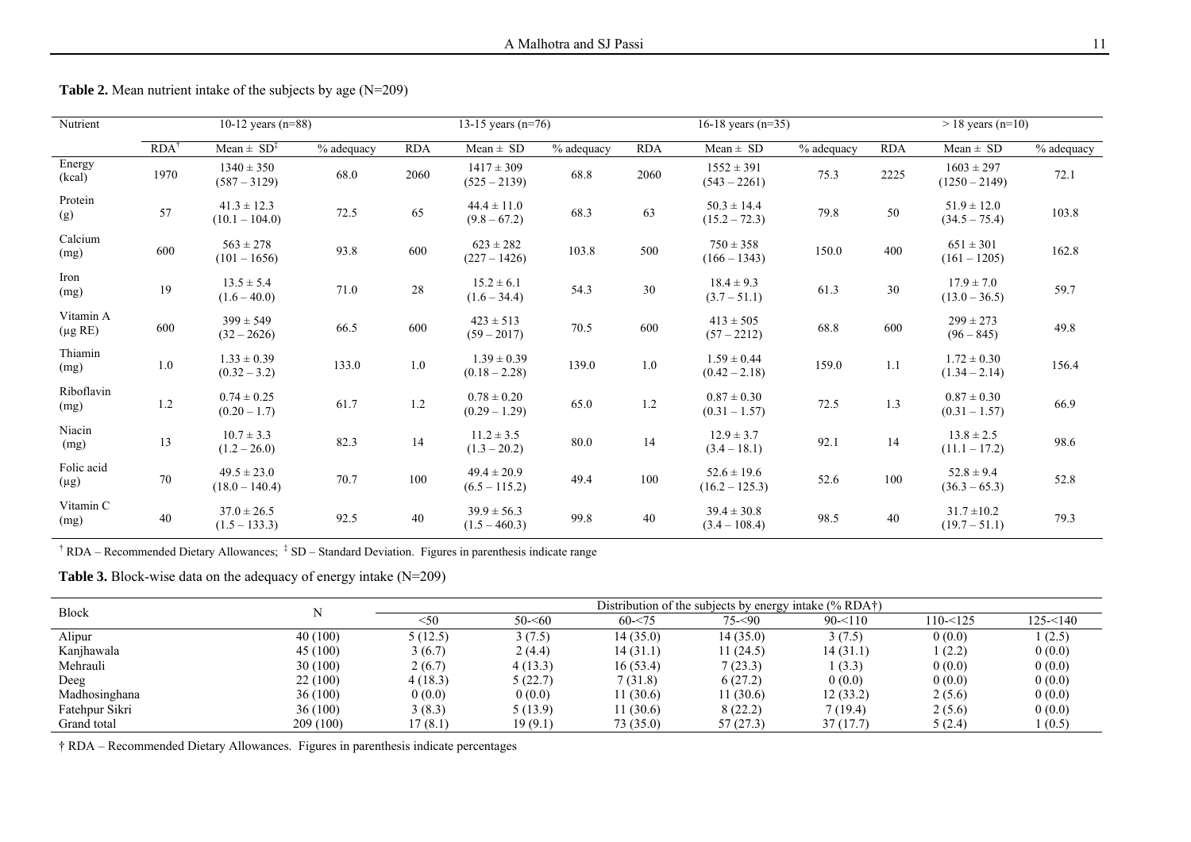**Table 2.** Mean nutrient intake of the subjects by age (N=209)

| Nutrient | 10-12 years (n=88) | | | 13-15 years (n=76) | | | 16-18 years (n=35) | | | > 18 years (n=10) | | |
|---|---|---|---|---|---|---|---|---|---|---|---|---|
| | RDA[†] | Mean ± SD[‡] | % adequacy | RDA | Mean ± SD | % adequacy | RDA | Mean ± SD | % adequacy | RDA | Mean ± SD | % adequacy |
| Energy (kcal) | 1970 | 1340 ± 350 (587 – 3129) | 68.0 | 2060 | 1417 ± 309 (525 – 2139) | 68.8 | 2060 | 1552 ± 391 (543 – 2261) | 75.3 | 2225 | 1603 ± 297 (1250 – 2149) | 72.1 |
| Protein (g) | 57 | 41.3 ± 12.3 (10.1 – 104.0) | 72.5 | 65 | 44.4 ± 11.0 (9.8 – 67.2) | 68.3 | 63 | 50.3 ± 14.4 (15.2 – 72.3) | 79.8 | 50 | 51.9 ± 12.0 (34.5 – 75.4) | 103.8 |
| Calcium (mg) | 600 | 563 ± 278 (101 – 1656) | 93.8 | 600 | 623 ± 282 (227 – 1426) | 103.8 | 500 | 750 ± 358 (166 – 1343) | 150.0 | 400 | 651 ± 301 (161 – 1205) | 162.8 |
| Iron (mg) | 19 | 13.5 ± 5.4 (1.6 – 40.0) | 71.0 | 28 | 15.2 ± 6.1 (1.6 – 34.4) | 54.3 | 30 | 18.4 ± 9.3 (3.7 – 51.1) | 61.3 | 30 | 17.9 ± 7.0 (13.0 – 36.5) | 59.7 |
| Vitamin A (μg RE) | 600 | 399 ± 549 (32 – 2626) | 66.5 | 600 | 423 ± 513 (59 – 2017) | 70.5 | 600 | 413 ± 505 (57 – 2212) | 68.8 | 600 | 299 ± 273 (96 – 845) | 49.8 |
| Thiamin (mg) | 1.0 | 1.33 ± 0.39 (0.32 – 3.2) | 133.0 | 1.0 | 1.39 ± 0.39 (0.18 – 2.28) | 139.0 | 1.0 | 1.59 ± 0.44 (0.42 – 2.18) | 159.0 | 1.1 | 1.72 ± 0.30 (1.34 – 2.14) | 156.4 |
| Riboflavin (mg) | 1.2 | 0.74 ± 0.25 (0.20 – 1.7) | 61.7 | 1.2 | 0.78 ± 0.20 (0.29 – 1.29) | 65.0 | 1.2 | 0.87 ± 0.30 (0.31 – 1.57) | 72.5 | 1.3 | 0.87 ± 0.30 (0.31 – 1.57) | 66.9 |
| Niacin (mg) | 13 | 10.7 ± 3.3 (1.2 – 26.0) | 82.3 | 14 | 11.2 ± 3.5 (1.3 – 20.2) | 80.0 | 14 | 12.9 ± 3.7 (3.4 – 18.1) | 92.1 | 14 | 13.8 ± 2.5 (11.1 – 17.2) | 98.6 |
| Folic acid (μg) | 70 | 49.5 ± 23.0 (18.0 – 140.4) | 70.7 | 100 | 49.4 ± 20.9 (6.5 – 115.2) | 49.4 | 100 | 52.6 ± 19.6 (16.2 – 125.3) | 52.6 | 100 | 52.8 ± 9.4 (36.3 – 65.3) | 52.8 |
| Vitamin C (mg) | 40 | 37.0 ± 26.5 (1.5 – 133.3) | 92.5 | 40 | 39.9 ± 56.3 (1.5 – 460.3) | 99.8 | 40 | 39.4 ± 30.8 (3.4 – 108.4) | 98.5 | 40 | 31.7 ±10.2 (19.7 – 51.1) | 79.3 |

[†] RDA – Recommended Dietary Allowances; [‡] SD – Standard Deviation. Figures in parenthesis indicate range

**Table 3.** Block-wise data on the adequacy of energy intake (N=209)

| Block | N | Distribution of the subjects by energy intake (% RDA†) | | | | | | |
|---|---|---|---|---|---|---|---|---|
| | | <50 | 50-<60 | 60-<75 | 75-<90 | 90-<110 | 110-<125 | 125-<140 |
| Alipur | 40 (100) | 5 (12.5) | 3 (7.5) | 14 (35.0) | 14 (35.0) | 3 (7.5) | 0 (0.0) | 1 (2.5) |
| Kanjhawala | 45 (100) | 3 (6.7) | 2 (4.4) | 14 (31.1) | 11 (24.5) | 14 (31.1) | 1 (2.2) | 0 (0.0) |
| Mehrauli | 30 (100) | 2 (6.7) | 4 (13.3) | 16 (53.4) | 7 (23.3) | 1 (3.3) | 0 (0.0) | 0 (0.0) |
| Deeg | 22 (100) | 4 (18.3) | 5 (22.7) | 7 (31.8) | 6 (27.2) | 0 (0.0) | 0 (0.0) | 0 (0.0) |
| Madhosinghana | 36 (100) | 0 (0.0) | 0 (0.0) | 11 (30.6) | 11 (30.6) | 12 (33.2) | 2 (5.6) | 0 (0.0) |
| Fatehpur Sikri | 36 (100) | 3 (8.3) | 5 (13.9) | 11 (30.6) | 8 (22.2) | 7 (19.4) | 2 (5.6) | 0 (0.0) |
| Grand total | 209 (100) | 17 (8.1) | 19 (9.1) | 73 (35.0) | 57 (27.3) | 37 (17.7) | 5 (2.4) | 1 (0.5) |

† RDA – Recommended Dietary Allowances. Figures in parenthesis indicate percentages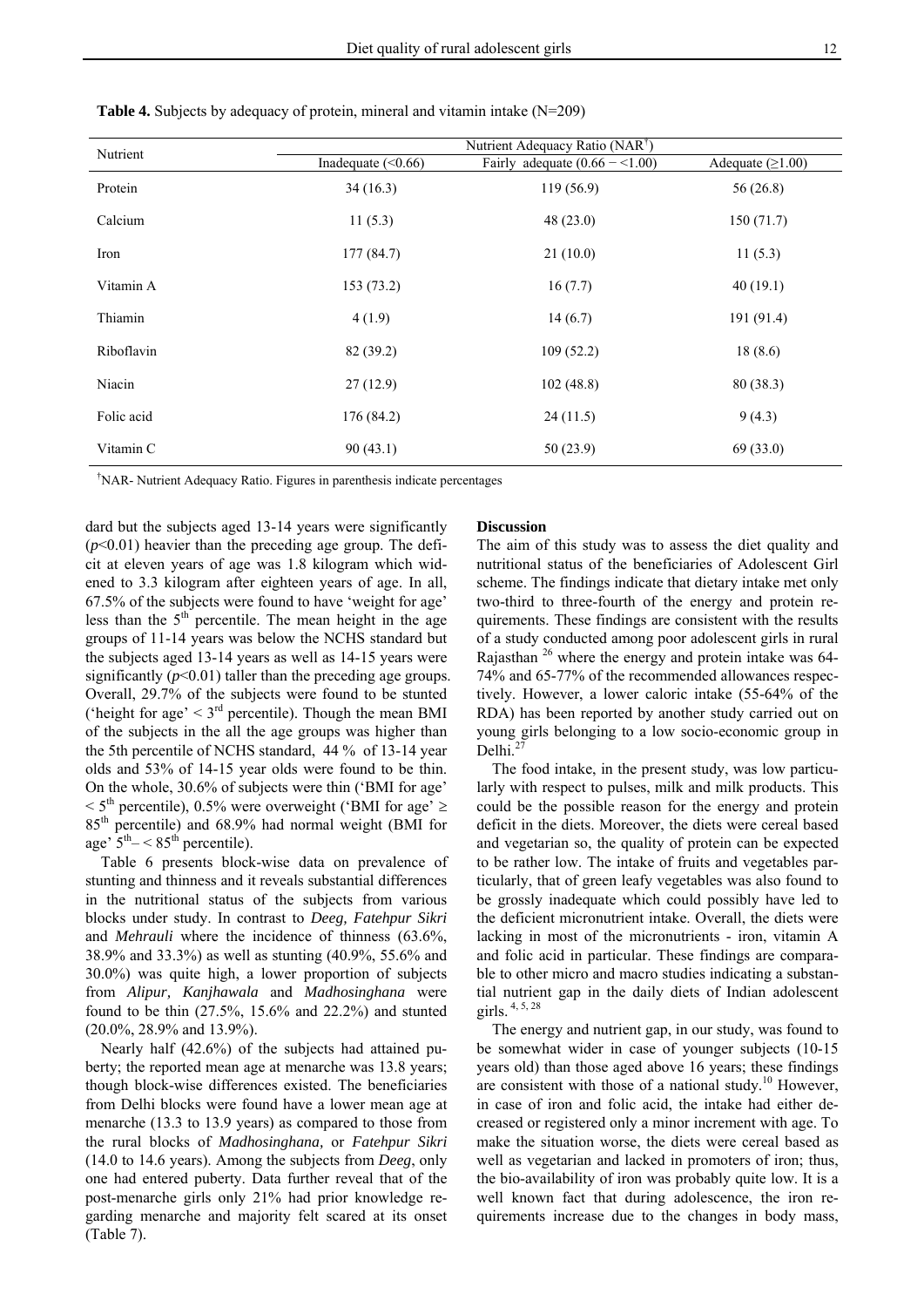**Table 4.** Subjects by adequacy of protein, mineral and vitamin intake (N=209)

| Nutrient | Nutrient Adequacy Ratio (NAR†) | | |
|---|---|---|---|
| | Inadequate (<0.66) | Fairly adequate (0.66 − <1.00) | Adequate (≥1.00) |
| Protein | 34 (16.3) | 119 (56.9) | 56 (26.8) |
| Calcium | 11 (5.3) | 48 (23.0) | 150 (71.7) |
| Iron | 177 (84.7) | 21 (10.0) | 11 (5.3) |
| Vitamin A | 153 (73.2) | 16 (7.7) | 40 (19.1) |
| Thiamin | 4 (1.9) | 14 (6.7) | 191 (91.4) |
| Riboflavin | 82 (39.2) | 109 (52.2) | 18 (8.6) |
| Niacin | 27 (12.9) | 102 (48.8) | 80 (38.3) |
| Folic acid | 176 (84.2) | 24 (11.5) | 9 (4.3) |
| Vitamin C | 90 (43.1) | 50 (23.9) | 69 (33.0) |

†NAR- Nutrient Adequacy Ratio. Figures in parenthesis indicate percentages

dard but the subjects aged 13-14 years were significantly ($p$<0.01) heavier than the preceding age group. The deficit at eleven years of age was 1.8 kilogram which widened to 3.3 kilogram after eighteen years of age. In all, 67.5% of the subjects were found to have 'weight for age' less than the 5th percentile. The mean height in the age groups of 11-14 years was below the NCHS standard but the subjects aged 13-14 years as well as 14-15 years were significantly ($p$<0.01) taller than the preceding age groups. Overall, 29.7% of the subjects were found to be stunted ('height for age' < 3rd percentile). Though the mean BMI of the subjects in the all the age groups was higher than the 5th percentile of NCHS standard, 44 % of 13-14 year olds and 53% of 14-15 year olds were found to be thin. On the whole, 30.6% of subjects were thin ('BMI for age' < 5th percentile), 0.5% were overweight ('BMI for age' ≥ 85th percentile) and 68.9% had normal weight (BMI for age' 5th– < 85th percentile).

Table 6 presents block-wise data on prevalence of stunting and thinness and it reveals substantial differences in the nutritional status of the subjects from various blocks under study. In contrast to *Deeg, Fatehpur Sikri* and *Mehrauli* where the incidence of thinness (63.6%, 38.9% and 33.3%) as well as stunting (40.9%, 55.6% and 30.0%) was quite high, a lower proportion of subjects from *Alipur, Kanjhawala* and *Madhosinghana* were found to be thin (27.5%, 15.6% and 22.2%) and stunted (20.0%, 28.9% and 13.9%).

Nearly half (42.6%) of the subjects had attained puberty; the reported mean age at menarche was 13.8 years; though block-wise differences existed. The beneficiaries from Delhi blocks were found have a lower mean age at menarche (13.3 to 13.9 years) as compared to those from the rural blocks of *Madhosinghana,* or *Fatehpur Sikri* (14.0 to 14.6 years). Among the subjects from *Deeg*, only one had entered puberty. Data further reveal that of the post-menarche girls only 21% had prior knowledge regarding menarche and majority felt scared at its onset (Table 7).

**Discussion**

The aim of this study was to assess the diet quality and nutritional status of the beneficiaries of Adolescent Girl scheme. The findings indicate that dietary intake met only two-third to three-fourth of the energy and protein requirements. These findings are consistent with the results of a study conducted among poor adolescent girls in rural Rajasthan [26] where the energy and protein intake was 64-74% and 65-77% of the recommended allowances respectively. However, a lower caloric intake (55-64% of the RDA) has been reported by another study carried out on young girls belonging to a low socio-economic group in Delhi.[27]

The food intake, in the present study, was low particularly with respect to pulses, milk and milk products. This could be the possible reason for the energy and protein deficit in the diets. Moreover, the diets were cereal based and vegetarian so, the quality of protein can be expected to be rather low. The intake of fruits and vegetables particularly, that of green leafy vegetables was also found to be grossly inadequate which could possibly have led to the deficient micronutrient intake. Overall, the diets were lacking in most of the micronutrients - iron, vitamin A and folic acid in particular. These findings are comparable to other micro and macro studies indicating a substantial nutrient gap in the daily diets of Indian adolescent girls.[4, 5, 28]

The energy and nutrient gap, in our study, was found to be somewhat wider in case of younger subjects (10-15 years old) than those aged above 16 years; these findings are consistent with those of a national study.[10] However, in case of iron and folic acid, the intake had either decreased or registered only a minor increment with age. To make the situation worse, the diets were cereal based as well as vegetarian and lacked in promoters of iron; thus, the bio-availability of iron was probably quite low. It is a well known fact that during adolescence, the iron requirements increase due to the changes in body mass,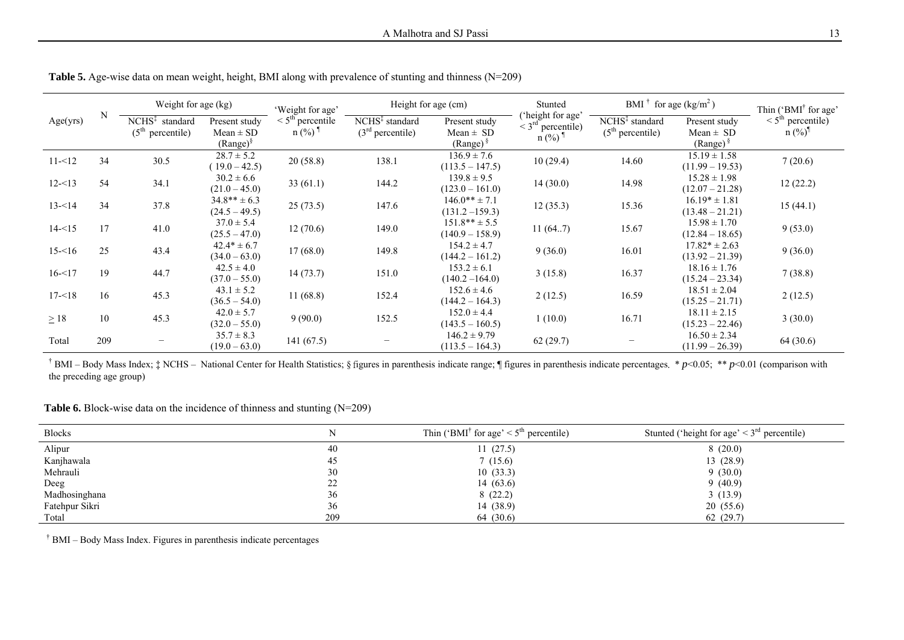**Table 5.** Age-wise data on mean weight, height, BMI along with prevalence of stunting and thinness (N=209)

| Age(yrs) | N | Weight for age (kg) | | 'Weight for age' $< 5^{th}$ percentile n (%) ¶ | Height for age (cm) | | Stunted ('height for age' $< 3^{rd}$ percentile) n (%) ¶ | BMI † for age (kg/m²) | | Thin ('BMI† for age' $< 5^{th}$ percentile) n (%)¶ |
|---|---|---|---|---|---|---|---|---|---|---|
| | | NCHS‡ standard ($5^{th}$ percentile) | Present study Mean ± SD (Range)§ | | NCHS‡ standard ($3^{rd}$ percentile) | Present study Mean ± SD (Range) § | | NCHS‡ standard ($5^{th}$ percentile) | Present study Mean ± SD (Range) § | |
| 11-<12 | 34 | 30.5 | 28.7 ± 5.2 ( 19.0 – 42.5) | 20 (58.8) | 138.1 | 136.9 ± 7.6 (113.5 – 147.5) | 10 (29.4) | 14.60 | 15.19 ± 1.58 (11.99 – 19.53) | 7 (20.6) |
| 12-<13 | 54 | 34.1 | 30.2 ± 6.6 (21.0 – 45.0) | 33 (61.1) | 144.2 | 139.8 ± 9.5 (123.0 – 161.0) | 14 (30.0) | 14.98 | 15.28 ± 1.98 (12.07 – 21.28) | 12 (22.2) |
| 13-<14 | 34 | 37.8 | 34.8** ± 6.3 (24.5 – 49.5) | 25 (73.5) | 147.6 | 146.0** ± 7.1 (131.2 –159.3) | 12 (35.3) | 15.36 | 16.19* ± 1.81 (13.48 – 21.21) | 15 (44.1) |
| 14-<15 | 17 | 41.0 | 37.0 ± 5.4 (25.5 – 47.0) | 12 (70.6) | 149.0 | 151.8** ± 5.5 (140.9 – 158.9) | 11 (64..7) | 15.67 | 15.98 ± 1.70 (12.84 – 18.65) | 9 (53.0) |
| 15-<16 | 25 | 43.4 | 42.4* ± 6.7 (34.0 – 63.0) | 17 (68.0) | 149.8 | 154.2 ± 4.7 (144.2 – 161.2) | 9 (36.0) | 16.01 | 17.82* ± 2.63 (13.92 – 21.39) | 9 (36.0) |
| 16-<17 | 19 | 44.7 | 42.5 ± 4.0 (37.0 – 55.0) | 14 (73.7) | 151.0 | 153.2 ± 6.1 (140.2 –164.0) | 3 (15.8) | 16.37 | 18.16 ± 1.76 (15.24 – 23.34) | 7 (38.8) |
| 17-<18 | 16 | 45.3 | 43.1 ± 5.2 (36.5 – 54.0) | 11 (68.8) | 152.4 | 152.6 ± 4.6 (144.2 – 164.3) | 2 (12.5) | 16.59 | 18.51 ± 2.04 (15.25 – 21.71) | 2 (12.5) |
| ≥ 18 | 10 | 45.3 | 42.0 ± 5.7 (32.0 – 55.0) | 9 (90.0) | 152.5 | 152.0 ± 4.4 (143.5 – 160.5) | 1 (10.0) | 16.71 | 18.11 ± 2.15 (15.23 – 22.46) | 3 (30.0) |
| Total | 209 | – | 35.7 ± 8.3 (19.0 – 63.0) | 141 (67.5) | – | 146.2 ± 9.79 (113.5 – 164.3) | 62 (29.7) | – | 16.50 ± 2.34 (11.99 – 26.39) | 64 (30.6) |

† BMI – Body Mass Index; ‡ NCHS – National Center for Health Statistics; § figures in parenthesis indicate range; ¶ figures in parenthesis indicate percentages. * $p$<0.05; ** $p$<0.01 (comparison with the preceding age group)

**Table 6.** Block-wise data on the incidence of thinness and stunting (N=209)

| Blocks | N | Thin ('BMI† for age' $< 5^{th}$ percentile) | Stunted ('height for age' $< 3^{rd}$ percentile) |
|---|---|---|---|
| Alipur | 40 | 11 (27.5) | 8 (20.0) |
| Kanjhawala | 45 | 7 (15.6) | 13 (28.9) |
| Mehrauli | 30 | 10 (33.3) | 9 (30.0) |
| Deeg | 22 | 14 (63.6) | 9 (40.9) |
| Madhosinghana | 36 | 8 (22.2) | 3 (13.9) |
| Fatehpur Sikri | 36 | 14 (38.9) | 20 (55.6) |
| Total | 209 | 64 (30.6) | 62 (29.7) |

† BMI – Body Mass Index. Figures in parenthesis indicate percentages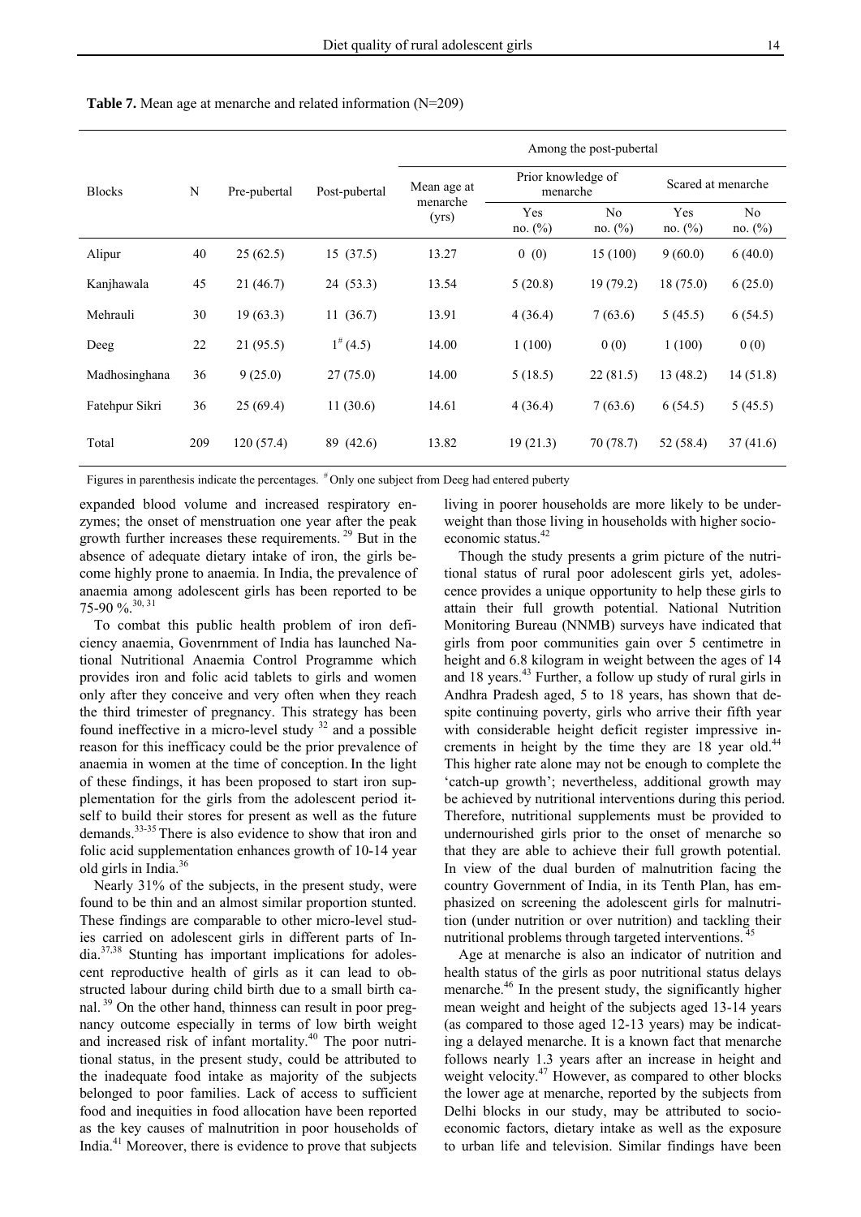**Table 7.** Mean age at menarche and related information (N=209)

| Blocks | N | Pre-pubertal | Post-pubertal | Among the post-pubertal | | | | |
|---|---|---|---|---|---|---|---|---|
| | | | | Mean age at menarche (yrs) | Prior knowledge of menarche | | Scared at menarche | |
| | | | | | Yes no. (%) | No no. (%) | Yes no. (%) | No no. (%) |
| Alipur | 40 | 25 (62.5) | 15 (37.5) | 13.27 | 0 (0) | 15 (100) | 9 (60.0) | 6 (40.0) |
| Kanjhawala | 45 | 21 (46.7) | 24 (53.3) | 13.54 | 5 (20.8) | 19 (79.2) | 18 (75.0) | 6 (25.0) |
| Mehrauli | 30 | 19 (63.3) | 11 (36.7) | 13.91 | 4 (36.4) | 7 (63.6) | 5 (45.5) | 6 (54.5) |
| Deeg | 22 | 21 (95.5) | 1# (4.5) | 14.00 | 1 (100) | 0 (0) | 1 (100) | 0 (0) |
| Madhosinghana | 36 | 9 (25.0) | 27 (75.0) | 14.00 | 5 (18.5) | 22 (81.5) | 13 (48.2) | 14 (51.8) |
| Fatehpur Sikri | 36 | 25 (69.4) | 11 (30.6) | 14.61 | 4 (36.4) | 7 (63.6) | 6 (54.5) | 5 (45.5) |
| Total | 209 | 120 (57.4) | 89 (42.6) | 13.82 | 19 (21.3) | 70 (78.7) | 52 (58.4) | 37 (41.6) |

Figures in parenthesis indicate the percentages. # Only one subject from Deeg had entered puberty

expanded blood volume and increased respiratory enzymes; the onset of menstruation one year after the peak growth further increases these requirements.[29] But in the absence of adequate dietary intake of iron, the girls become highly prone to anaemia. In India, the prevalence of anaemia among adolescent girls has been reported to be 75-90 %.[30, 31]

To combat this public health problem of iron deficiency anaemia, Govenrnment of India has launched National Nutritional Anaemia Control Programme which provides iron and folic acid tablets to girls and women only after they conceive and very often when they reach the third trimester of pregnancy. This strategy has been found ineffective in a micro-level study [32] and a possible reason for this inefficacy could be the prior prevalence of anaemia in women at the time of conception. In the light of these findings, it has been proposed to start iron supplementation for the girls from the adolescent period itself to build their stores for present as well as the future demands.[33-35] There is also evidence to show that iron and folic acid supplementation enhances growth of 10-14 year old girls in India.[36]

Nearly 31% of the subjects, in the present study, were found to be thin and an almost similar proportion stunted. These findings are comparable to other micro-level studies carried on adolescent girls in different parts of India.[37,38] Stunting has important implications for adolescent reproductive health of girls as it can lead to obstructed labour during child birth due to a small birth canal.[39] On the other hand, thinness can result in poor pregnancy outcome especially in terms of low birth weight and increased risk of infant mortality.[40] The poor nutritional status, in the present study, could be attributed to the inadequate food intake as majority of the subjects belonged to poor families. Lack of access to sufficient food and inequities in food allocation have been reported as the key causes of malnutrition in poor households of India.[41] Moreover, there is evidence to prove that subjects living in poorer households are more likely to be underweight than those living in households with higher socio-economic status.[42]

Though the study presents a grim picture of the nutritional status of rural poor adolescent girls yet, adolescence provides a unique opportunity to help these girls to attain their full growth potential. National Nutrition Monitoring Bureau (NNMB) surveys have indicated that girls from poor communities gain over 5 centimetre in height and 6.8 kilogram in weight between the ages of 14 and 18 years.[43] Further, a follow up study of rural girls in Andhra Pradesh aged, 5 to 18 years, has shown that despite continuing poverty, girls who arrive their fifth year with considerable height deficit register impressive increments in height by the time they are 18 year old.[44] This higher rate alone may not be enough to complete the 'catch-up growth'; nevertheless, additional growth may be achieved by nutritional interventions during this period. Therefore, nutritional supplements must be provided to undernourished girls prior to the onset of menarche so that they are able to achieve their full growth potential. In view of the dual burden of malnutrition facing the country Government of India, in its Tenth Plan, has emphasized on screening the adolescent girls for malnutrition (under nutrition or over nutrition) and tackling their nutritional problems through targeted interventions.[45]

Age at menarche is also an indicator of nutrition and health status of the girls as poor nutritional status delays menarche.[46] In the present study, the significantly higher mean weight and height of the subjects aged 13-14 years (as compared to those aged 12-13 years) may be indicating a delayed menarche. It is a known fact that menarche follows nearly 1.3 years after an increase in height and weight velocity.[47] However, as compared to other blocks the lower age at menarche, reported by the subjects from Delhi blocks in our study, may be attributed to socio-economic factors, dietary intake as well as the exposure to urban life and television. Similar findings have been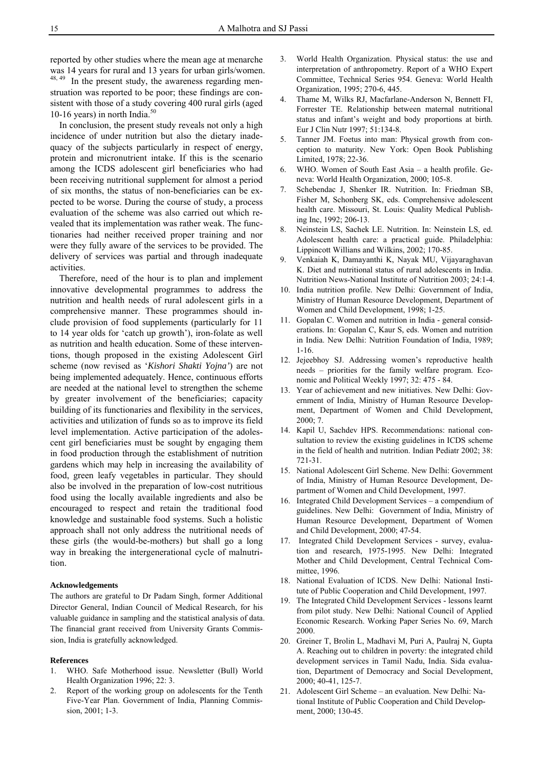reported by other studies where the mean age at menarche was 14 years for rural and 13 years for urban girls/women.[48, 49] In the present study, the awareness regarding menstruation was reported to be poor; these findings are consistent with those of a study covering 400 rural girls (aged 10-16 years) in north India.[50]

In conclusion, the present study reveals not only a high incidence of under nutrition but also the dietary inadequacy of the subjects particularly in respect of energy, protein and micronutrient intake. If this is the scenario among the ICDS adolescent girl beneficiaries who had been receiving nutritional supplement for almost a period of six months, the status of non-beneficiaries can be expected to be worse. During the course of study, a process evaluation of the scheme was also carried out which revealed that its implementation was rather weak. The functionaries had neither received proper training and nor were they fully aware of the services to be provided. The delivery of services was partial and through inadequate activities.

Therefore, need of the hour is to plan and implement innovative developmental programmes to address the nutrition and health needs of rural adolescent girls in a comprehensive manner. These programmes should include provision of food supplements (particularly for 11 to 14 year olds for 'catch up growth'), iron-folate as well as nutrition and health education. Some of these interventions, though proposed in the existing Adolescent Girl scheme (now revised as '*Kishori Shakti Yojna'*) are not being implemented adequately. Hence, continuous efforts are needed at the national level to strengthen the scheme by greater involvement of the beneficiaries; capacity building of its functionaries and flexibility in the services, activities and utilization of funds so as to improve its field level implementation. Active participation of the adolescent girl beneficiaries must be sought by engaging them in food production through the establishment of nutrition gardens which may help in increasing the availability of food, green leafy vegetables in particular. They should also be involved in the preparation of low-cost nutritious food using the locally available ingredients and also be encouraged to respect and retain the traditional food knowledge and sustainable food systems. Such a holistic approach shall not only address the nutritional needs of these girls (the would-be-mothers) but shall go a long way in breaking the intergenerational cycle of malnutrition.

#### Acknowledgements

The authors are grateful to Dr Padam Singh, former Additional Director General, Indian Council of Medical Research, for his valuable guidance in sampling and the statistical analysis of data. The financial grant received from University Grants Commission, India is gratefully acknowledged.

#### References

1. WHO. Safe Motherhood issue. Newsletter (Bull) World Health Organization 1996; 22: 3.
2. Report of the working group on adolescents for the Tenth Five-Year Plan. Government of India, Planning Commission, 2001; 1-3.
3. World Health Organization. Physical status: the use and interpretation of anthropometry. Report of a WHO Expert Committee, Technical Series 954. Geneva: World Health Organization, 1995; 270-6, 445.
4. Thame M, Wilks RJ, Macfarlane-Anderson N, Bennett FI, Forrester TE. Relationship between maternal nutritional status and infant's weight and body proportions at birth. Eur J Clin Nutr 1997; 51:134-8.
5. Tanner JM. Foetus into man: Physical growth from conception to maturity. New York: Open Book Publishing Limited, 1978; 22-36.
6. WHO. Women of South East Asia – a health profile. Geneva: World Health Organization, 2000; 105-8.
7. Schebendac J, Shenker IR. Nutrition. In: Friedman SB, Fisher M, Schonberg SK, eds. Comprehensive adolescent health care. Missouri, St. Louis: Quality Medical Publishing Inc, 1992; 206-13.
8. Neinstein LS, Sachek LE. Nutrition. In: Neinstein LS, ed. Adolescent health care: a practical guide. Philadelphia: Lippincott Willians and Wilkins, 2002; 170-85.
9. Venkaiah K, Damayanthi K, Nayak MU, Vijayaraghavan K. Diet and nutritional status of rural adolescents in India. Nutrition News-National Institute of Nutrition 2003; 24:1-4.
10. India nutrition profile. New Delhi: Government of India, Ministry of Human Resource Development, Department of Women and Child Development, 1998; 1-25.
11. Gopalan C. Women and nutrition in India - general considerations. In: Gopalan C, Kaur S, eds. Women and nutrition in India. New Delhi: Nutrition Foundation of India, 1989; 1-16.
12. Jejeebhoy SJ. Addressing women's reproductive health needs – priorities for the family welfare program. Economic and Political Weekly 1997; 32: 475 - 84.
13. Year of achievement and new initiatives. New Delhi: Government of India, Ministry of Human Resource Development, Department of Women and Child Development, 2000; 7.
14. Kapil U, Sachdev HPS. Recommendations: national consultation to review the existing guidelines in ICDS scheme in the field of health and nutrition. Indian Pediatr 2002; 38: 721-31.
15. National Adolescent Girl Scheme. New Delhi: Government of India, Ministry of Human Resource Development, Department of Women and Child Development, 1997.
16. Integrated Child Development Services – a compendium of guidelines. New Delhi: Government of India, Ministry of Human Resource Development, Department of Women and Child Development, 2000; 47-54.
17. Integrated Child Development Services - survey, evaluation and research, 1975-1995. New Delhi: Integrated Mother and Child Development, Central Technical Committee, 1996.
18. National Evaluation of ICDS. New Delhi: National Institute of Public Cooperation and Child Development, 1997.
19. The Integrated Child Development Services - lessons learnt from pilot study. New Delhi: National Council of Applied Economic Research. Working Paper Series No. 69, March 2000.
20. Greiner T, Brolin L, Madhavi M, Puri A, Paulraj N, Gupta A. Reaching out to children in poverty: the integrated child development services in Tamil Nadu, India. Sida evaluation, Department of Democracy and Social Development, 2000; 40-41, 125-7.
21. Adolescent Girl Scheme – an evaluation. New Delhi: National Institute of Public Cooperation and Child Development, 2000; 130-45.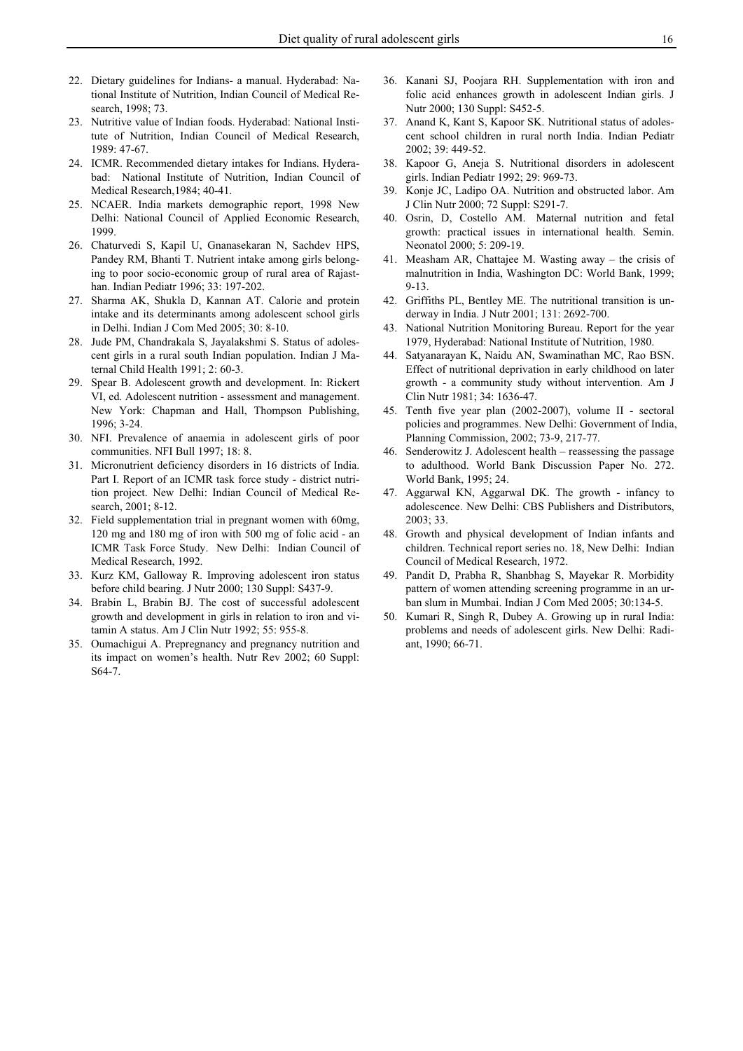22. Dietary guidelines for Indians- a manual. Hyderabad: National Institute of Nutrition, Indian Council of Medical Research, 1998; 73.
23. Nutritive value of Indian foods. Hyderabad: National Institute of Nutrition, Indian Council of Medical Research, 1989: 47-67.
24. ICMR. Recommended dietary intakes for Indians. Hyderabad: National Institute of Nutrition, Indian Council of Medical Research,1984; 40-41.
25. NCAER. India markets demographic report, 1998 New Delhi: National Council of Applied Economic Research, 1999.
26. Chaturvedi S, Kapil U, Gnanasekaran N, Sachdev HPS, Pandey RM, Bhanti T. Nutrient intake among girls belonging to poor socio-economic group of rural area of Rajasthan. Indian Pediatr 1996; 33: 197-202.
27. Sharma AK, Shukla D, Kannan AT. Calorie and protein intake and its determinants among adolescent school girls in Delhi. Indian J Com Med 2005; 30: 8-10.
28. Jude PM, Chandrakala S, Jayalakshmi S. Status of adolescent girls in a rural south Indian population. Indian J Maternal Child Health 1991; 2: 60-3.
29. Spear B. Adolescent growth and development. In: Rickert VI, ed. Adolescent nutrition - assessment and management. New York: Chapman and Hall, Thompson Publishing, 1996; 3-24.
30. NFI. Prevalence of anaemia in adolescent girls of poor communities. NFI Bull 1997; 18: 8.
31. Micronutrient deficiency disorders in 16 districts of India. Part I. Report of an ICMR task force study - district nutrition project. New Delhi: Indian Council of Medical Research, 2001; 8-12.
32. Field supplementation trial in pregnant women with 60mg, 120 mg and 180 mg of iron with 500 mg of folic acid - an ICMR Task Force Study. New Delhi: Indian Council of Medical Research, 1992.
33. Kurz KM, Galloway R. Improving adolescent iron status before child bearing. J Nutr 2000; 130 Suppl: S437-9.
34. Brabin L, Brabin BJ. The cost of successful adolescent growth and development in girls in relation to iron and vitamin A status. Am J Clin Nutr 1992; 55: 955-8.
35. Oumachigui A. Prepregnancy and pregnancy nutrition and its impact on women's health. Nutr Rev 2002; 60 Suppl: S64-7.
36. Kanani SJ, Poojara RH. Supplementation with iron and folic acid enhances growth in adolescent Indian girls. J Nutr 2000; 130 Suppl: S452-5.
37. Anand K, Kant S, Kapoor SK. Nutritional status of adolescent school children in rural north India. Indian Pediatr 2002; 39: 449-52.
38. Kapoor G, Aneja S. Nutritional disorders in adolescent girls. Indian Pediatr 1992; 29: 969-73.
39. Konje JC, Ladipo OA. Nutrition and obstructed labor. Am J Clin Nutr 2000; 72 Suppl: S291-7.
40. Osrin, D, Costello AM. Maternal nutrition and fetal growth: practical issues in international health. Semin. Neonatol 2000; 5: 209-19.
41. Measham AR, Chattajee M. Wasting away – the crisis of malnutrition in India, Washington DC: World Bank, 1999; 9-13.
42. Griffiths PL, Bentley ME. The nutritional transition is underway in India. J Nutr 2001; 131: 2692-700.
43. National Nutrition Monitoring Bureau. Report for the year 1979, Hyderabad: National Institute of Nutrition, 1980.
44. Satyanarayan K, Naidu AN, Swaminathan MC, Rao BSN. Effect of nutritional deprivation in early childhood on later growth - a community study without intervention. Am J Clin Nutr 1981; 34: 1636-47.
45. Tenth five year plan (2002-2007), volume II - sectoral policies and programmes. New Delhi: Government of India, Planning Commission, 2002; 73-9, 217-77.
46. Senderowitz J. Adolescent health – reassessing the passage to adulthood. World Bank Discussion Paper No. 272. World Bank, 1995; 24.
47. Aggarwal KN, Aggarwal DK. The growth - infancy to adolescence. New Delhi: CBS Publishers and Distributors, 2003; 33.
48. Growth and physical development of Indian infants and children. Technical report series no. 18, New Delhi: Indian Council of Medical Research, 1972.
49. Pandit D, Prabha R, Shanbhag S, Mayekar R. Morbidity pattern of women attending screening programme in an urban slum in Mumbai. Indian J Com Med 2005; 30:134-5.
50. Kumari R, Singh R, Dubey A. Growing up in rural India: problems and needs of adolescent girls. New Delhi: Radiant, 1990; 66-71.